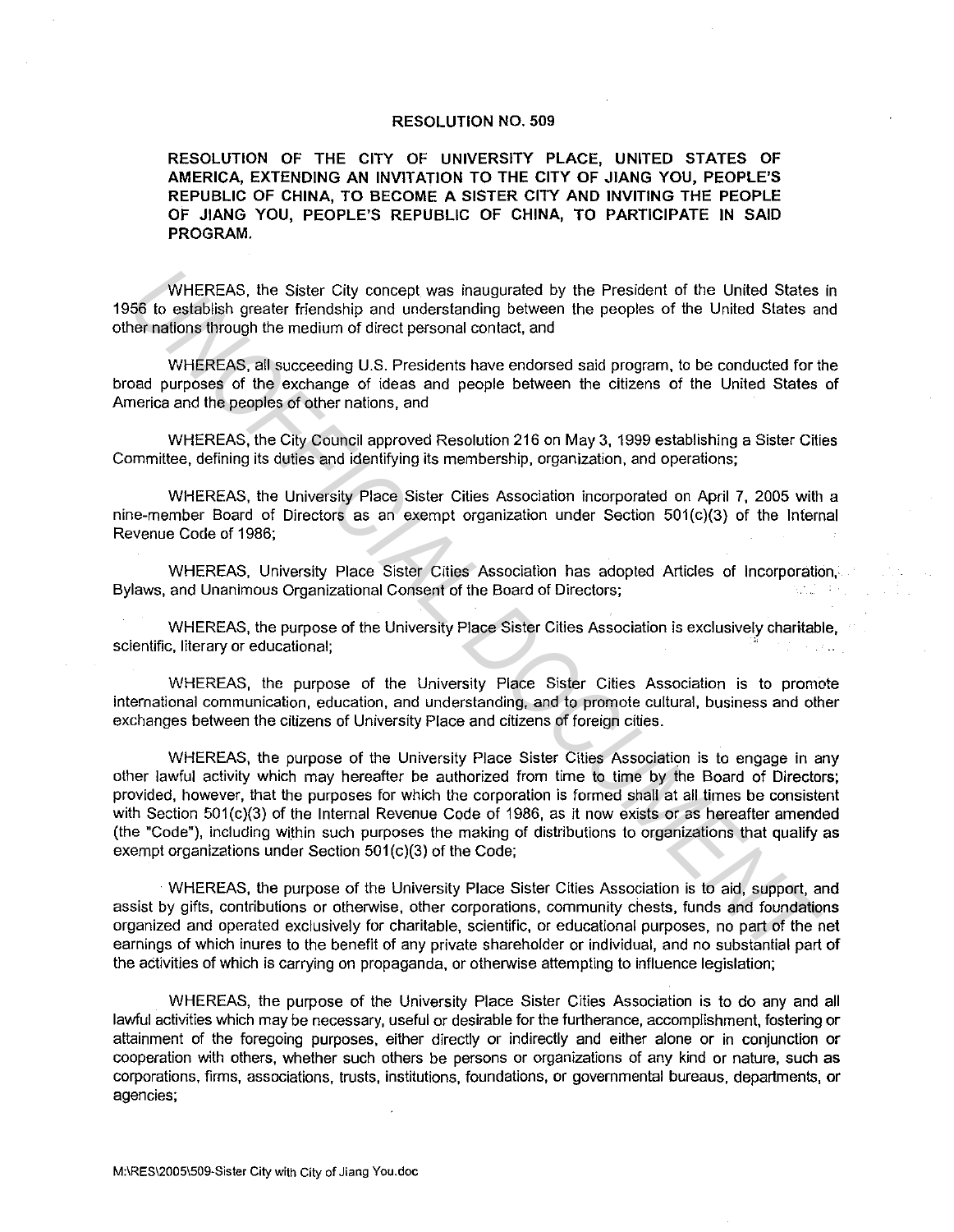# RESOLUTION NO. 509

**RESOLUTION OF THE CITY OF UNIVERSITY PLACE, UNITED STATES OF AMERICA, EXTENDING AN INVITATION TO THE CITY OF JIANG YOU, PEOPLE'S REPUBLIC OF CHINA, TO BECOME A SISTER CITY AND INVITING THE PEOPLE OF JIANG YOU, PEOPLE'S REPUBLIC OF CHINA, TO PARTICIPATE IN SAID PROGRAM.**

WHEREAS, the Sister City concept was inaugurated by the President of the United States in 1956 to establish greater friendship and understanding between the peoples of the United States and other nations through the medium of direct personal contact, and

WHEREAS, all succeeding U.S. Presidents have endorsed said program, to be conducted for the broad purposes of the exchange of ideas and people between the citizens of the United States of America and the peoples of other nations, and

WHEREAS, the City Council approved Resolution 216 on May 3, 1999 establishing a Sister Cities Committee, defining its duties and identifying its membership, organization, and operations;

WHEREAS, the University Place Sister Cities Association incorporated on April 7, 2005 with a nine-member Board of Directors as an exempt organization under Section 501(c)(3) of the Internal Revenue Code of 1986;

WHEREAS, University Place Sister Cities Association has adopted Articles of Incorporation, Bylaws, and Unanimous Organizational Consent of the Board of Directors;

WHEREAS, the purpose of the University Place Sister Cities Association is exclusively charitable, scientific, literary or educational;

WHEREAS, the purpose of the University Place Sister Cities Association is to promote international communication, education, and understanding, and to promote cultural, business and other exchanges between the citizens of University Place and citizens of foreign cities.

WHEREAS, the purpose of the University Place Sister Cities Association is to engage in any other lawful activity which may hereafter be authorized from time to time by the Board of Directors; provided, however, that the purposes for which the corporation is formed shall at all times be consistent with Section 501(c)(3) of the Internal Revenue Code of 1986, as it now exists or as hereafter amended (the "Code"), including within such purposes the making of distributions to organizations that qualify as exempt organizations under Section 501(c)(3) of the Code;

WHEREAS, the purpose of the University Place Sister Cities Association is to aid, support, and assist by gifts, contributions or otherwise, other corporations, community chests, funds and foundations organized and operated exclusively for charitable, scientific, or educational purposes, no part of the net earnings of which inures to the benefit of any private shareholder or individual, and no substantial part of the activities of which is carrying on propaganda, or otherwise attempting to influence legislation;

WHEREAS, the purpose of the University Place Sister Cities Association is to do any and all lawful activities which may be necessary, useful or desirable for the furtherance, accomplishment, fostering or attainment of the foregoing purposes, either directly or indirectly and either alone or in conjunction or cooperation with others, whether such others be persons or organizations of any kind or nature, such as corporations, firms, associations, trusts, institutions, foundations, or governmental bureaus, departments, or agencies;

M:\RES\2005\509-Sister City with City of Jiang You.doc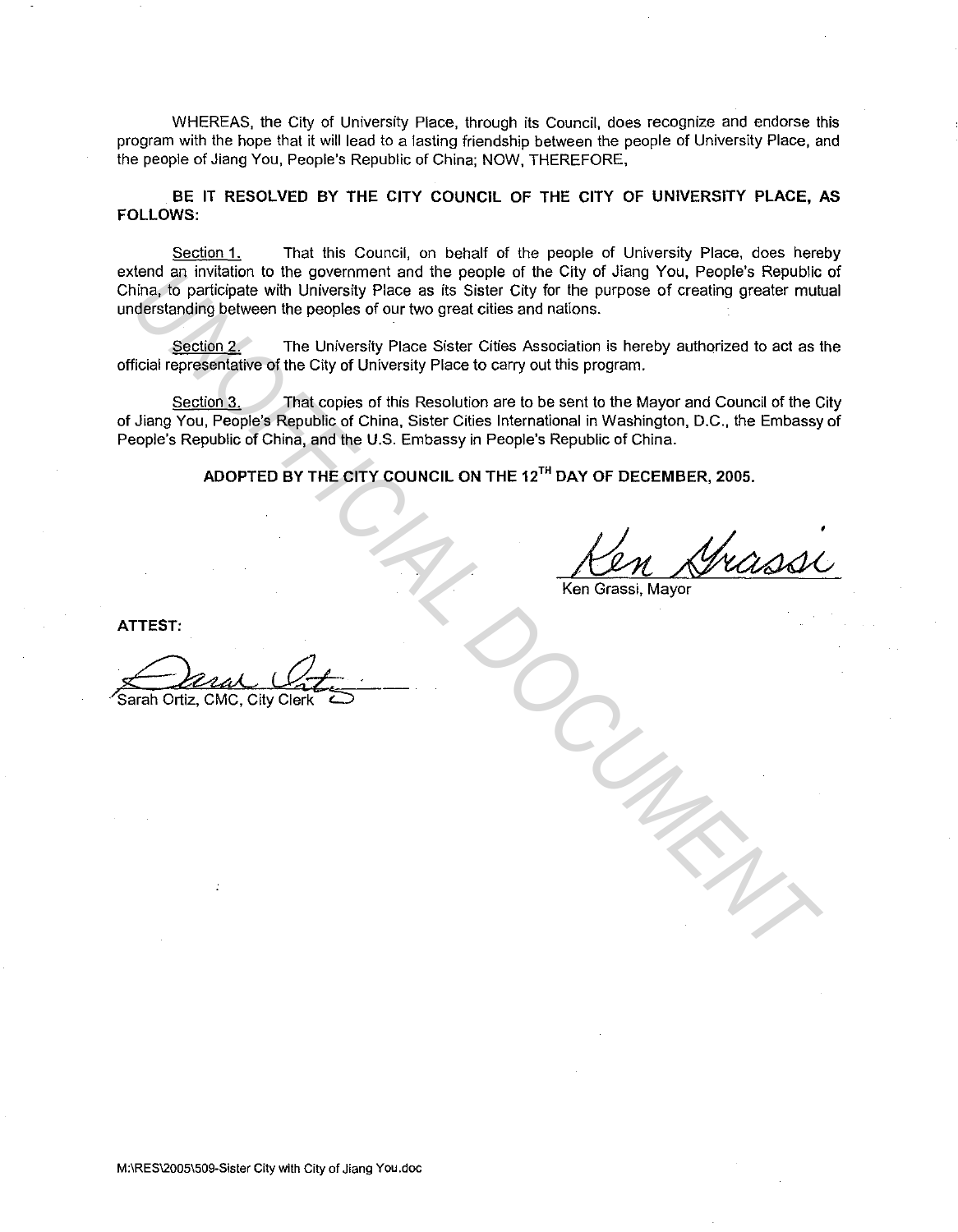WHEREAS, the City of University Place, through its Council, does recognize and endorse this program with the hope that it will lead to a lasting friendship between the people of University Place, and the people of Jiang You, People's Republic of China; NOW, THEREFORE,

**BE IT RESOLVED BY THE CITY COUNCIL OF THE CITY OF UNIVERSITY PLACE, AS FOLLOWS:**

Section 1. That this Council, on behalf of the people of University Place, does hereby extend an invitation to the government and the people of the City of Jiang You, People's Republic of China, to participate with University Place as its Sister City for the purpose of creating greater mutual understanding between the peoples of our two great cities and nations.

Section 2. The University Place Sister Cities Association is hereby authorized to act as the official representative of the City of University Place to carry out this program.

Section 3. That copies of this Resolution are to be sent to the Mayor and Council of the City of Jiang You, People's Republic of China, Sister Cities International in Washington, D.C., the Embassy of People's Republic of China, and the U.S. Embassy in People's Republic of China.

**ADOPTED BY THE CITY COUNCIL ON THE 12TH DAY OF DECEMBER, 2005.**

Ken Grassi

Ken Grassi, Mayor

**ATTEST:**

Sarah Ortiz

Sarah Ortiz, CMC, City Clerk

UNOFFICIAL DOCUMENT

M:\RES\2005\509-Sister City with City of Jiang You.doc